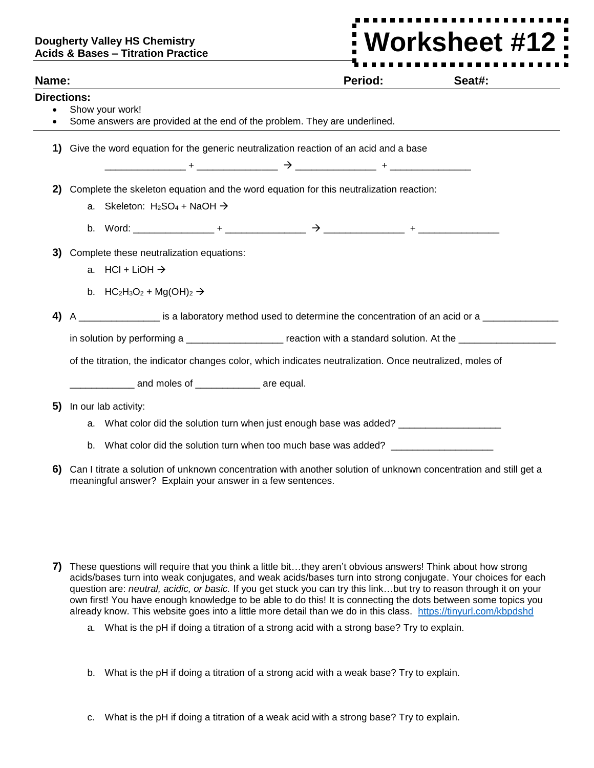**Dougherty Valley HS Chemistry**
**Acids & Bases – Titration Practice**

# Worksheet #12

**Name:** **Period:** **Seat#:**

**Directions:**

- Show your work!
- Some answers are provided at the end of the problem. They are underlined.

**1)** Give the word equation for the generic neutralization reaction of an acid and a base

_______________ + _______________ → _______________ + _______________

**2)** Complete the skeleton equation and the word equation for this neutralization reaction:

a. Skeleton: $H_2SO_4$ + NaOH →

b. Word: _______________ + _______________ → _______________ + _______________

**3)** Complete these neutralization equations:

a. HCl + LiOH →

b. $HC_2H_3O_2$ + $Mg(OH)_2$ →

**4)** A _______________ is a laboratory method used to determine the concentration of an acid or a ______________ in solution by performing a __________________ reaction with a standard solution. At the __________________ of the titration, the indicator changes color, which indicates neutralization. Once neutralized, moles of ____________ and moles of ____________ are equal.

**5)** In our lab activity:

a. What color did the solution turn when just enough base was added? ___________________

b. What color did the solution turn when too much base was added? ___________________

**6)** Can I titrate a solution of unknown concentration with another solution of unknown concentration and still get a meaningful answer? Explain your answer in a few sentences.

**7)** These questions will require that you think a little bit…they aren't obvious answers! Think about how strong acids/bases turn into weak conjugates, and weak acids/bases turn into strong conjugate. Your choices for each question are: *neutral, acidic, or basic.* If you get stuck you can try this link…but try to reason through it on your own first! You have enough knowledge to be able to do this! It is connecting the dots between some topics you already know. This website goes into a little more detail than we do in this class. [https://tinyurl.com/kbpdshd](https://tinyurl.com/kbpdshd)

a. What is the pH if doing a titration of a strong acid with a strong base? Try to explain.

b. What is the pH if doing a titration of a strong acid with a weak base? Try to explain.

c. What is the pH if doing a titration of a weak acid with a strong base? Try to explain.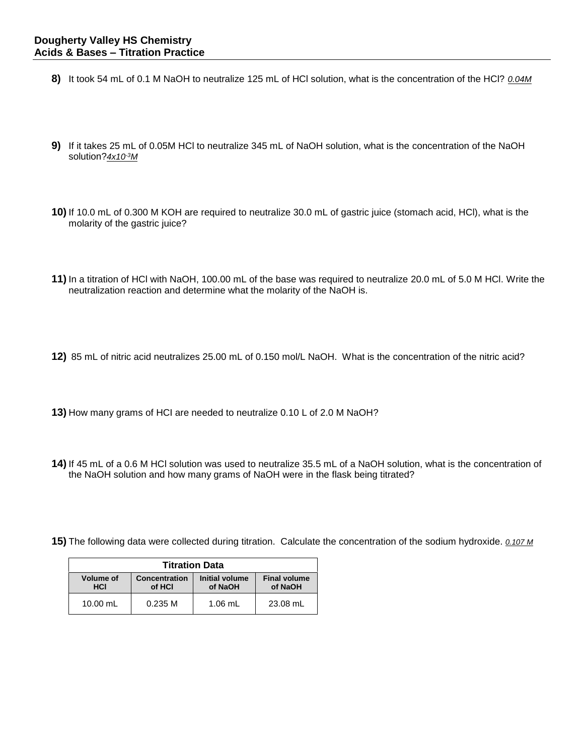**Dougherty Valley HS Chemistry**
**Acids & Bases – Titration Practice**

**8)** It took 54 mL of 0.1 M NaOH to neutralize 125 mL of HCl solution, what is the concentration of the HCl? *0.04M*

**9)** If it takes 25 mL of 0.05M HCl to neutralize 345 mL of NaOH solution, what is the concentration of the NaOH solution? *$4x10^{-3}$M*

**10)** If 10.0 mL of 0.300 M KOH are required to neutralize 30.0 mL of gastric juice (stomach acid, HCl), what is the molarity of the gastric juice?

**11)** In a titration of HCl with NaOH, 100.00 mL of the base was required to neutralize 20.0 mL of 5.0 M HCl. Write the neutralization reaction and determine what the molarity of the NaOH is.

**12)** 85 mL of nitric acid neutralizes 25.00 mL of 0.150 mol/L NaOH. What is the concentration of the nitric acid?

**13)** How many grams of HCl are needed to neutralize 0.10 L of 2.0 M NaOH?

**14)** If 45 mL of a 0.6 M HCl solution was used to neutralize 35.5 mL of a NaOH solution, what is the concentration of the NaOH solution and how many grams of NaOH were in the flask being titrated?

**15)** The following data were collected during titration. Calculate the concentration of the sodium hydroxide. *0.107 M*

| Titration Data | | | |
|---|---|---|---|
| **Volume of HCl** | **Concentration of HCl** | **Initial volume of NaOH** | **Final volume of NaOH** |
| 10.00 mL | 0.235 M | 1.06 mL | 23.08 mL |